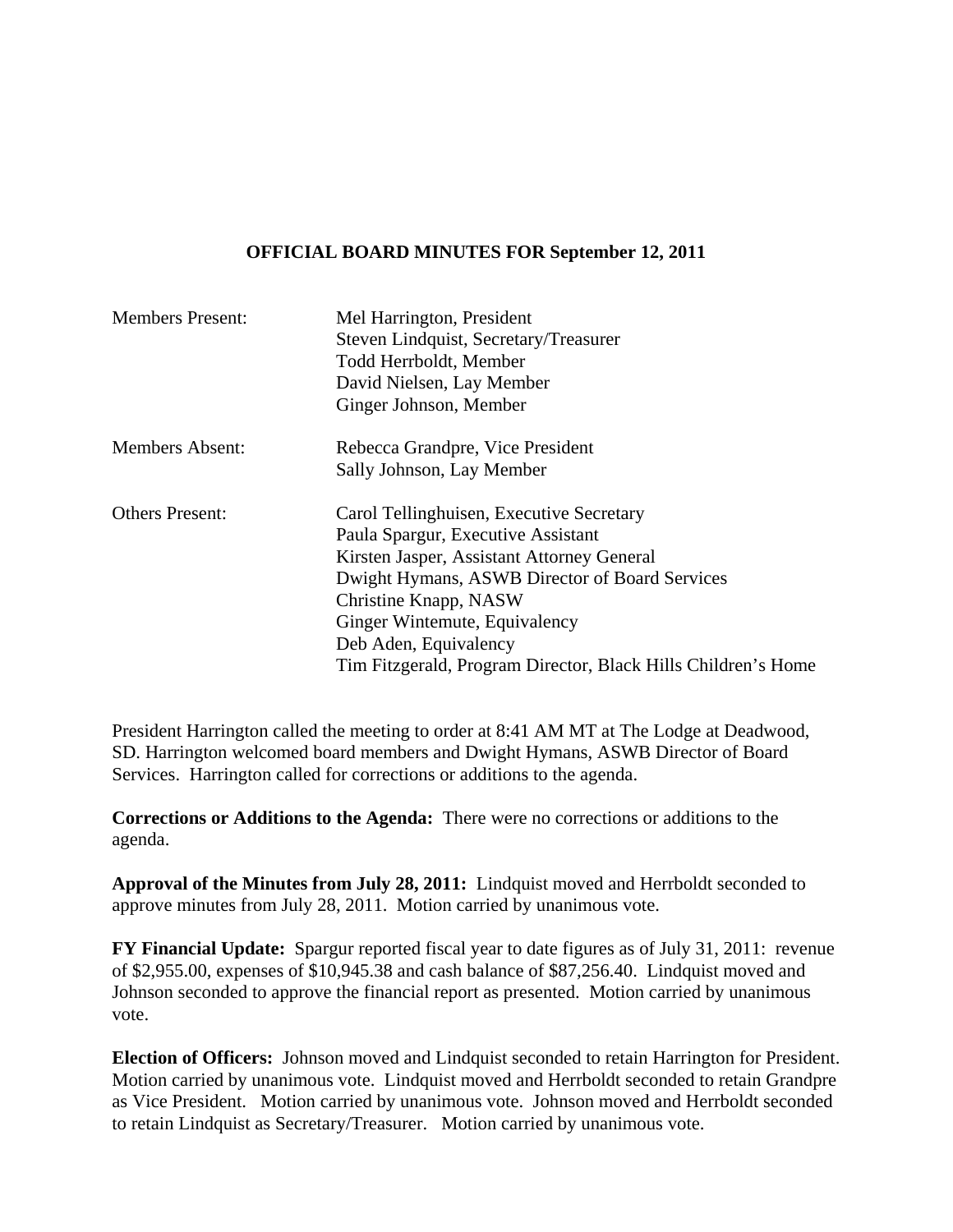# OFFICIAL BOARD MINUTES FOR September 12, 2011

| | |
|---|---|
| Members Present: | Mel Harrington, President<br>Steven Lindquist, Secretary/Treasurer<br>Todd Herrboldt, Member<br>David Nielsen, Lay Member<br>Ginger Johnson, Member |
| Members Absent: | Rebecca Grandpre, Vice President<br>Sally Johnson, Lay Member |
| Others Present: | Carol Tellinghuisen, Executive Secretary<br>Paula Spargur, Executive Assistant<br>Kirsten Jasper, Assistant Attorney General<br>Dwight Hymans, ASWB Director of Board Services<br>Christine Knapp, NASW<br>Ginger Wintemute, Equivalency<br>Deb Aden, Equivalency<br>Tim Fitzgerald, Program Director, Black Hills Children's Home |

President Harrington called the meeting to order at 8:41 AM MT at The Lodge at Deadwood, SD. Harrington welcomed board members and Dwight Hymans, ASWB Director of Board Services. Harrington called for corrections or additions to the agenda.

**Corrections or Additions to the Agenda:** There were no corrections or additions to the agenda.

**Approval of the Minutes from July 28, 2011:** Lindquist moved and Herrboldt seconded to approve minutes from July 28, 2011. Motion carried by unanimous vote.

**FY Financial Update:** Spargur reported fiscal year to date figures as of July 31, 2011: revenue of $2,955.00, expenses of $10,945.38 and cash balance of $87,256.40. Lindquist moved and Johnson seconded to approve the financial report as presented. Motion carried by unanimous vote.

**Election of Officers:** Johnson moved and Lindquist seconded to retain Harrington for President. Motion carried by unanimous vote. Lindquist moved and Herrboldt seconded to retain Grandpre as Vice President. Motion carried by unanimous vote. Johnson moved and Herrboldt seconded to retain Lindquist as Secretary/Treasurer. Motion carried by unanimous vote.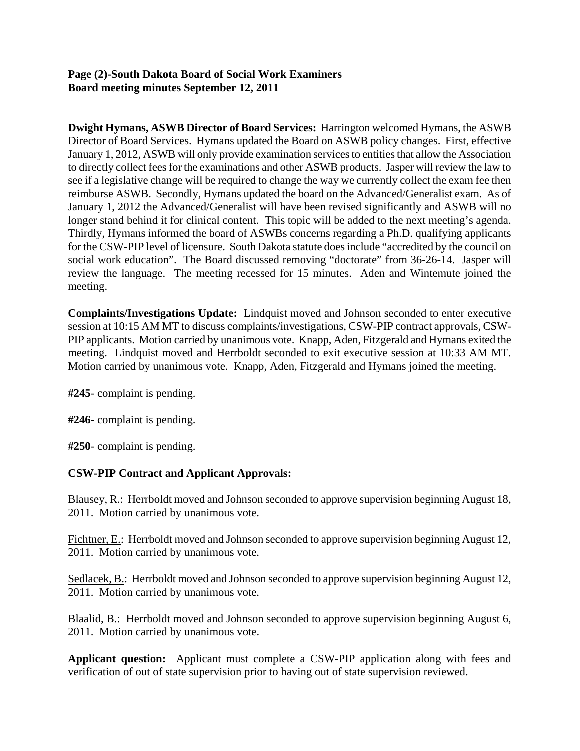**Dwight Hymans, ASWB Director of Board Services:** Harrington welcomed Hymans, the ASWB Director of Board Services. Hymans updated the Board on ASWB policy changes. First, effective January 1, 2012, ASWB will only provide examination services to entities that allow the Association to directly collect fees for the examinations and other ASWB products. Jasper will review the law to see if a legislative change will be required to change the way we currently collect the exam fee then reimburse ASWB. Secondly, Hymans updated the board on the Advanced/Generalist exam. As of January 1, 2012 the Advanced/Generalist will have been revised significantly and ASWB will no longer stand behind it for clinical content. This topic will be added to the next meeting's agenda. Thirdly, Hymans informed the board of ASWBs concerns regarding a Ph.D. qualifying applicants for the CSW-PIP level of licensure. South Dakota statute does include "accredited by the council on social work education". The Board discussed removing "doctorate" from 36-26-14. Jasper will review the language. The meeting recessed for 15 minutes. Aden and Wintemute joined the meeting.

**Complaints/Investigations Update:** Lindquist moved and Johnson seconded to enter executive session at 10:15 AM MT to discuss complaints/investigations, CSW-PIP contract approvals, CSW-PIP applicants. Motion carried by unanimous vote. Knapp, Aden, Fitzgerald and Hymans exited the meeting. Lindquist moved and Herrboldt seconded to exit executive session at 10:33 AM MT. Motion carried by unanimous vote. Knapp, Aden, Fitzgerald and Hymans joined the meeting.

**#245**- complaint is pending.

**#246**- complaint is pending.

**#250**- complaint is pending.

**CSW-PIP Contract and Applicant Approvals:**

Blausey, R.: Herrboldt moved and Johnson seconded to approve supervision beginning August 18, 2011. Motion carried by unanimous vote.

Fichtner, E.: Herrboldt moved and Johnson seconded to approve supervision beginning August 12, 2011. Motion carried by unanimous vote.

Sedlacek, B.: Herrboldt moved and Johnson seconded to approve supervision beginning August 12, 2011. Motion carried by unanimous vote.

Blaalid, B.: Herrboldt moved and Johnson seconded to approve supervision beginning August 6, 2011. Motion carried by unanimous vote.

**Applicant question:** Applicant must complete a CSW-PIP application along with fees and verification of out of state supervision prior to having out of state supervision reviewed.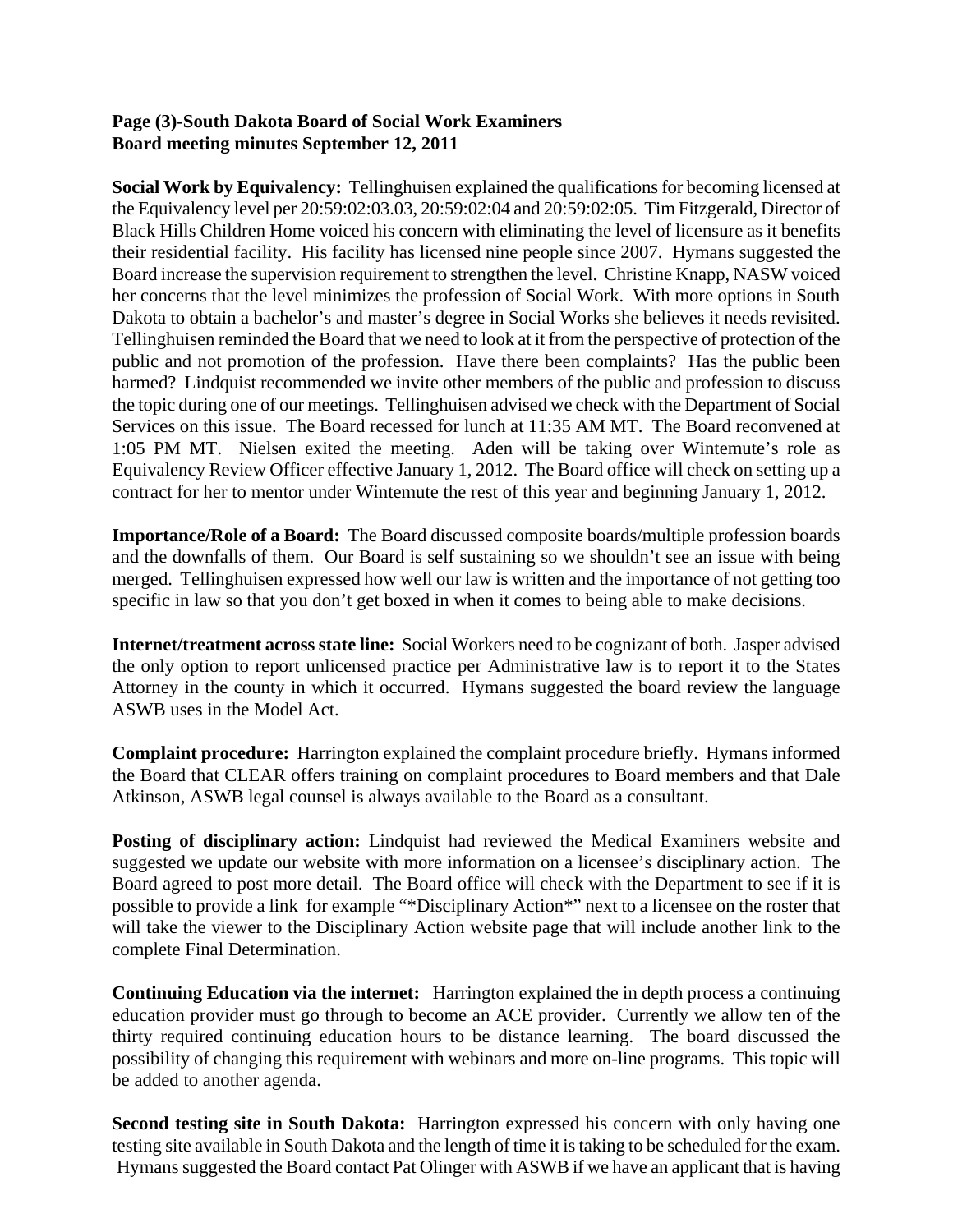**Page (3)-South Dakota Board of Social Work Examiners**
**Board meeting minutes September 12, 2011**

**Social Work by Equivalency:** Tellinghuisen explained the qualifications for becoming licensed at the Equivalency level per 20:59:02:03.03, 20:59:02:04 and 20:59:02:05. Tim Fitzgerald, Director of Black Hills Children Home voiced his concern with eliminating the level of licensure as it benefits their residential facility. His facility has licensed nine people since 2007. Hymans suggested the Board increase the supervision requirement to strengthen the level. Christine Knapp, NASW voiced her concerns that the level minimizes the profession of Social Work. With more options in South Dakota to obtain a bachelor's and master's degree in Social Works she believes it needs revisited. Tellinghuisen reminded the Board that we need to look at it from the perspective of protection of the public and not promotion of the profession. Have there been complaints? Has the public been harmed? Lindquist recommended we invite other members of the public and profession to discuss the topic during one of our meetings. Tellinghuisen advised we check with the Department of Social Services on this issue. The Board recessed for lunch at 11:35 AM MT. The Board reconvened at 1:05 PM MT. Nielsen exited the meeting. Aden will be taking over Wintemute's role as Equivalency Review Officer effective January 1, 2012. The Board office will check on setting up a contract for her to mentor under Wintemute the rest of this year and beginning January 1, 2012.

**Importance/Role of a Board:** The Board discussed composite boards/multiple profession boards and the downfalls of them. Our Board is self sustaining so we shouldn't see an issue with being merged. Tellinghuisen expressed how well our law is written and the importance of not getting too specific in law so that you don't get boxed in when it comes to being able to make decisions.

**Internet/treatment across state line:** Social Workers need to be cognizant of both. Jasper advised the only option to report unlicensed practice per Administrative law is to report it to the States Attorney in the county in which it occurred. Hymans suggested the board review the language ASWB uses in the Model Act.

**Complaint procedure:** Harrington explained the complaint procedure briefly. Hymans informed the Board that CLEAR offers training on complaint procedures to Board members and that Dale Atkinson, ASWB legal counsel is always available to the Board as a consultant.

**Posting of disciplinary action:** Lindquist had reviewed the Medical Examiners website and suggested we update our website with more information on a licensee's disciplinary action. The Board agreed to post more detail. The Board office will check with the Department to see if it is possible to provide a link for example "*Disciplinary Action*" next to a licensee on the roster that will take the viewer to the Disciplinary Action website page that will include another link to the complete Final Determination.

**Continuing Education via the internet:** Harrington explained the in depth process a continuing education provider must go through to become an ACE provider. Currently we allow ten of the thirty required continuing education hours to be distance learning. The board discussed the possibility of changing this requirement with webinars and more on-line programs. This topic will be added to another agenda.

**Second testing site in South Dakota:** Harrington expressed his concern with only having one testing site available in South Dakota and the length of time it is taking to be scheduled for the exam. Hymans suggested the Board contact Pat Olinger with ASWB if we have an applicant that is having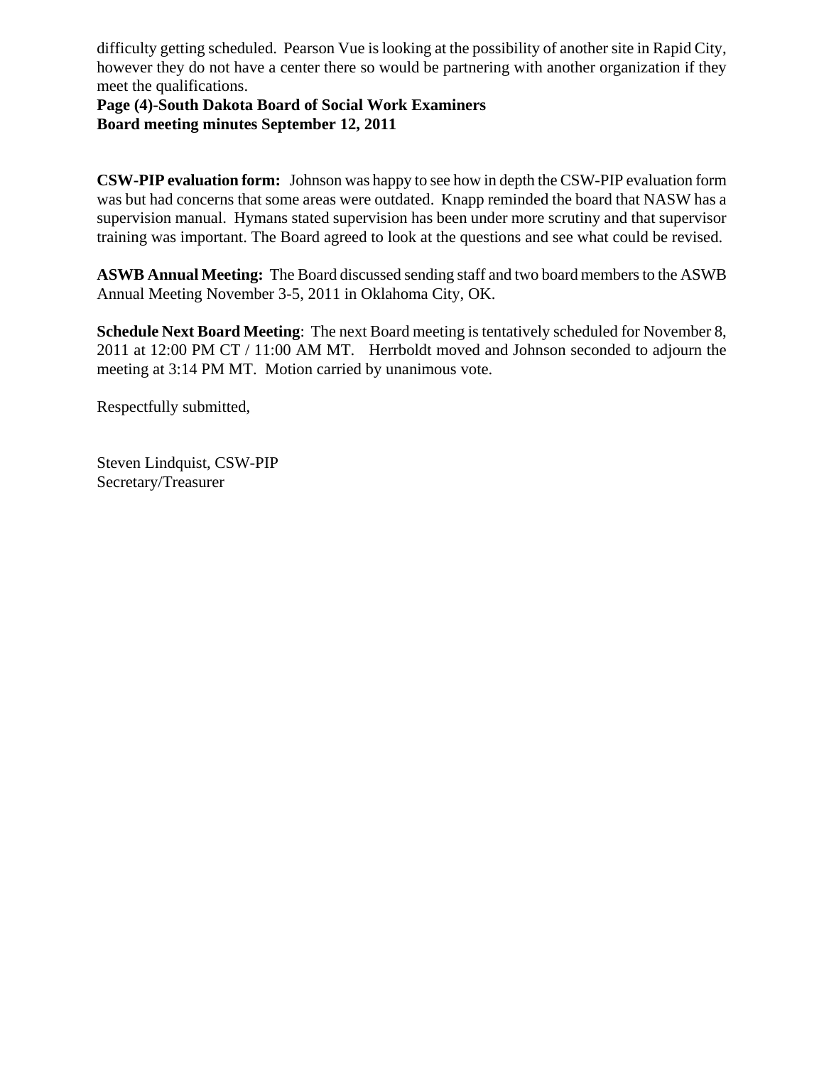difficulty getting scheduled. Pearson Vue is looking at the possibility of another site in Rapid City, however they do not have a center there so would be partnering with another organization if they meet the qualifications.

**CSW-PIP evaluation form:** Johnson was happy to see how in depth the CSW-PIP evaluation form was but had concerns that some areas were outdated. Knapp reminded the board that NASW has a supervision manual. Hymans stated supervision has been under more scrutiny and that supervisor training was important. The Board agreed to look at the questions and see what could be revised.

**ASWB Annual Meeting:** The Board discussed sending staff and two board members to the ASWB Annual Meeting November 3-5, 2011 in Oklahoma City, OK.

**Schedule Next Board Meeting**: The next Board meeting is tentatively scheduled for November 8, 2011 at 12:00 PM CT / 11:00 AM MT. Herrboldt moved and Johnson seconded to adjourn the meeting at 3:14 PM MT. Motion carried by unanimous vote.

Respectfully submitted,

Steven Lindquist, CSW-PIP
Secretary/Treasurer